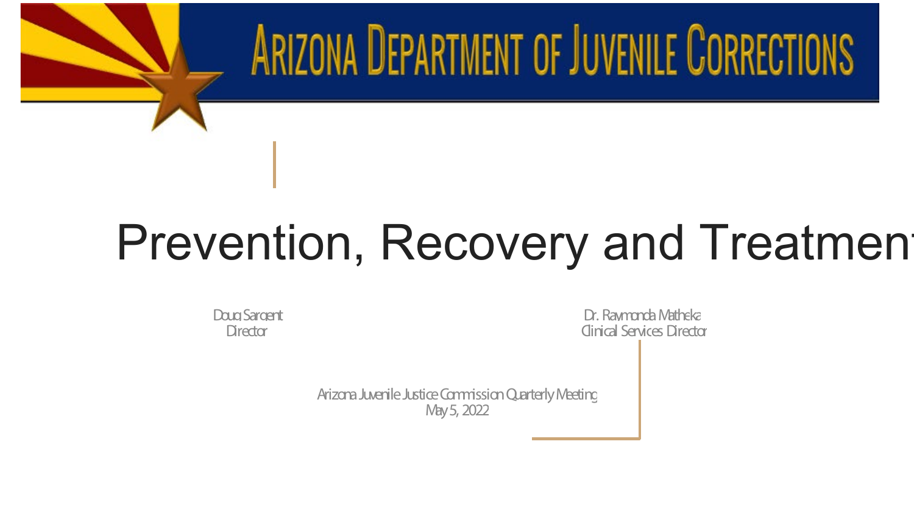# Arizona Department of Juvenile Corrections

# Prevention, Recovery and Treatment

Doug Sargent
Director

Dr. Raymonda Matheka
Clinical Services Director

Arizona Juvenile Justice Commission Quarterly Meeting
May 5, 2022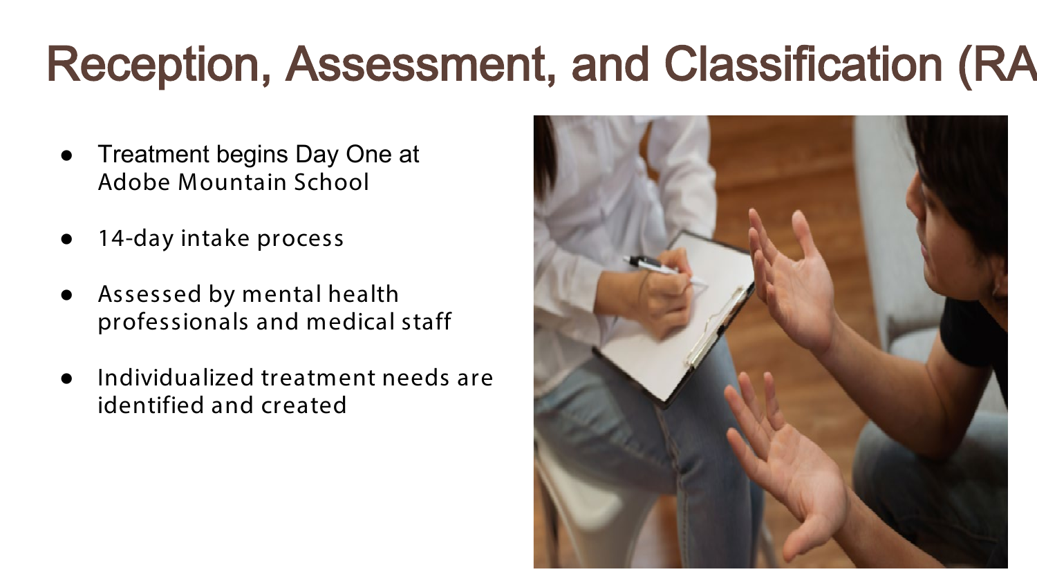# Reception, Assessment, and Classification (RA

- Treatment begins Day One at Adobe Mountain School
- 14-day intake process
- Assessed by mental health professionals and medical staff
- Individualized treatment needs are identified and created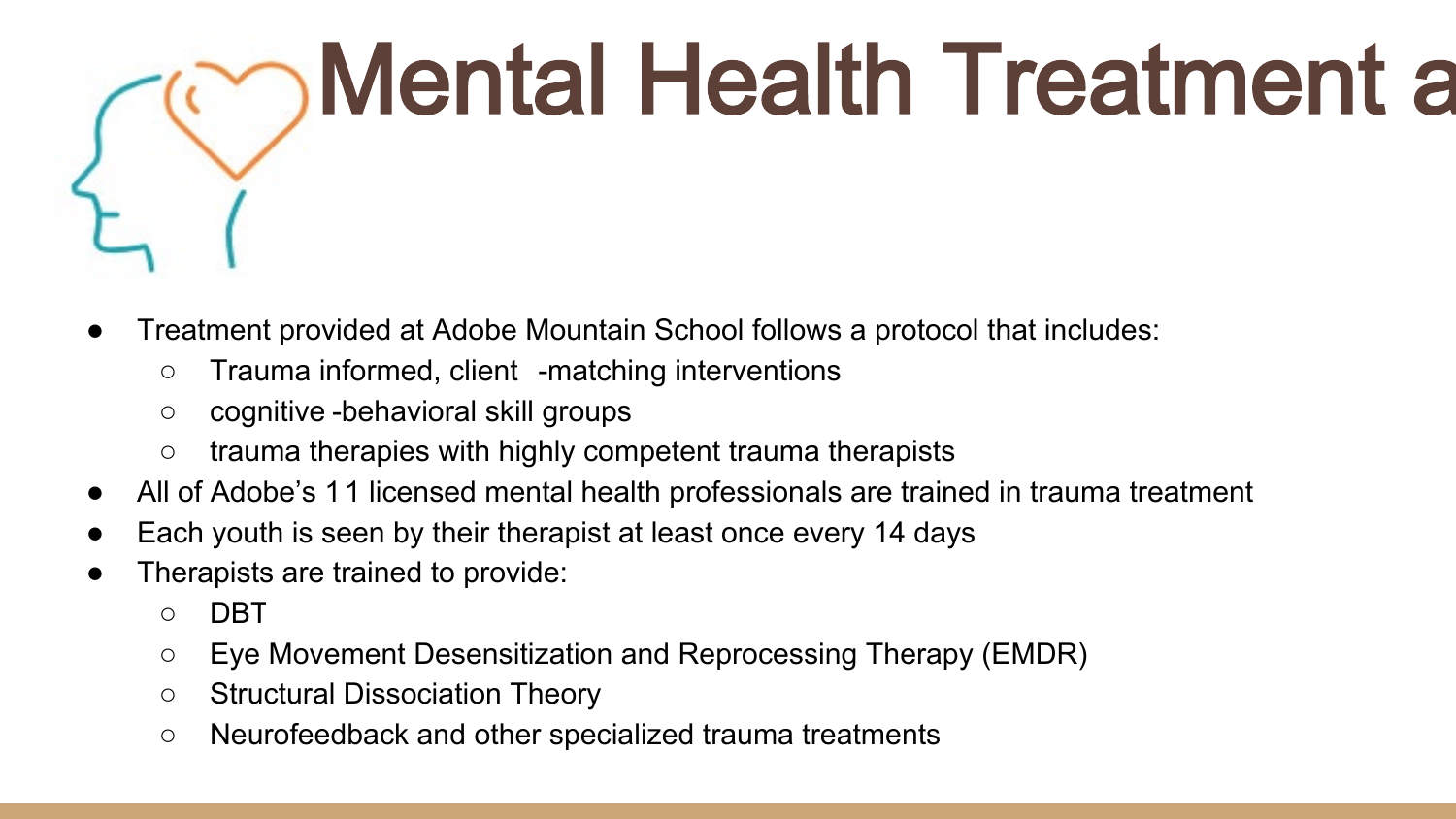# Mental Health Treatment a

- Treatment provided at Adobe Mountain School follows a protocol that includes:
  - Trauma informed, client -matching interventions
  - cognitive -behavioral skill groups
  - trauma therapies with highly competent trauma therapists
- All of Adobe's 11 licensed mental health professionals are trained in trauma treatment
- Each youth is seen by their therapist at least once every 14 days
- Therapists are trained to provide:
  - DBT
  - Eye Movement Desensitization and Reprocessing Therapy (EMDR)
  - Structural Dissociation Theory
  - Neurofeedback and other specialized trauma treatments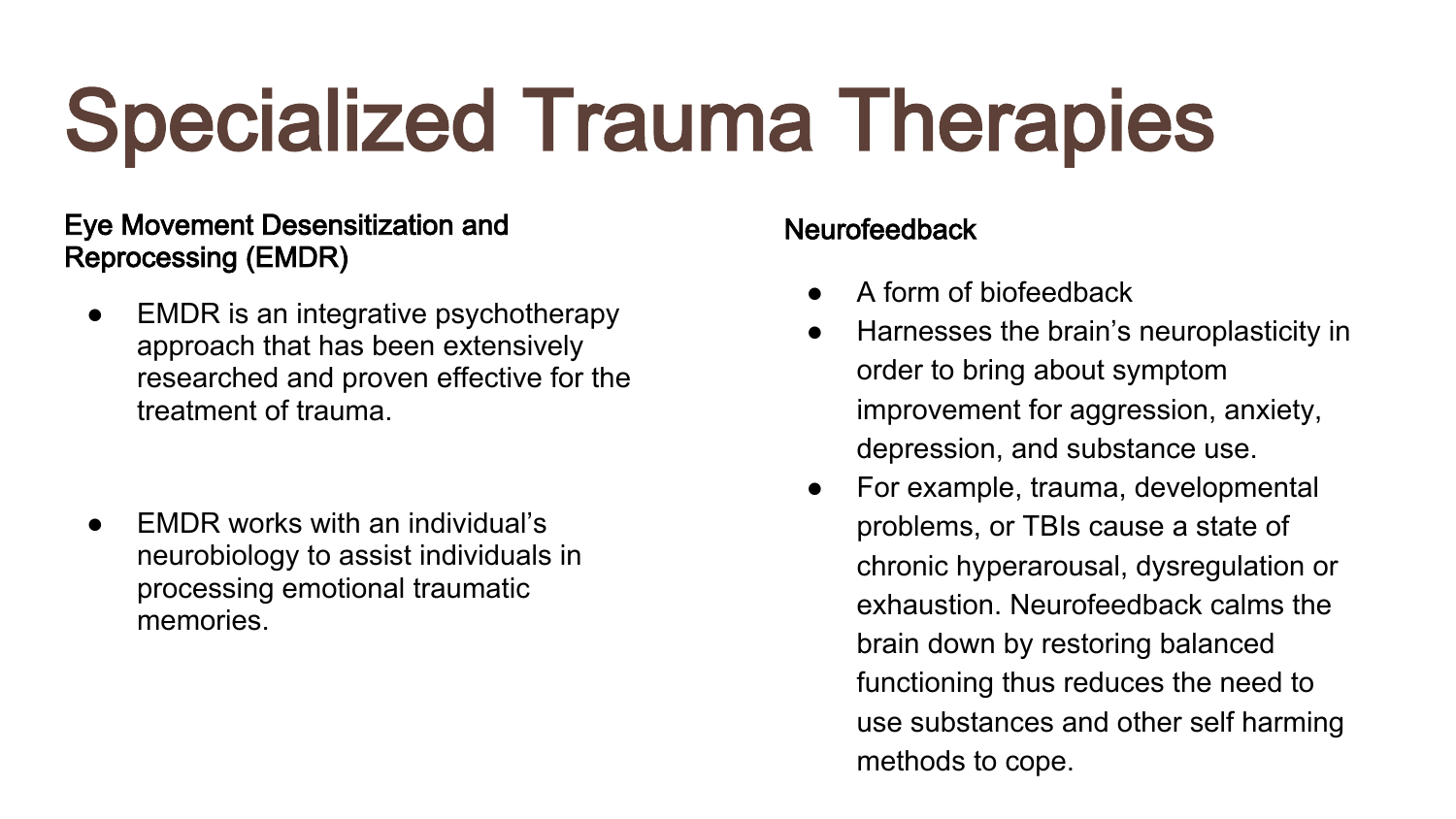# Specialized Trauma Therapies

## Eye Movement Desensitization and Reprocessing (EMDR)

- EMDR is an integrative psychotherapy approach that has been extensively researched and proven effective for the treatment of trauma.

- EMDR works with an individual's neurobiology to assist individuals in processing emotional traumatic memories.

## Neurofeedback

- A form of biofeedback
- Harnesses the brain's neuroplasticity in order to bring about symptom improvement for aggression, anxiety, depression, and substance use.
- For example, trauma, developmental problems, or TBIs cause a state of chronic hyperarousal, dysregulation or exhaustion. Neurofeedback calms the brain down by restoring balanced functioning thus reduces the need to use substances and other self harming methods to cope.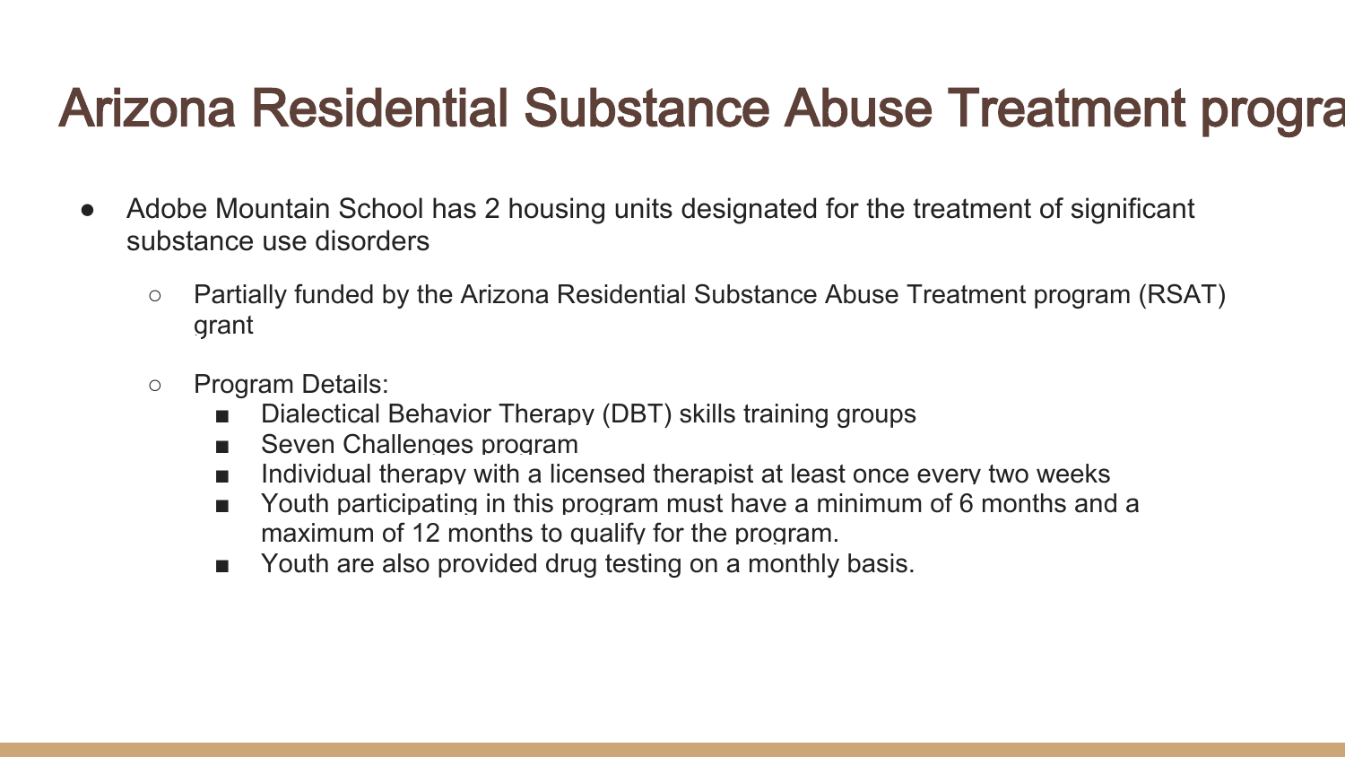# Arizona Residential Substance Abuse Treatment progra

- Adobe Mountain School has 2 housing units designated for the treatment of significant substance use disorders
  - Partially funded by the Arizona Residential Substance Abuse Treatment program (RSAT) grant
  - Program Details:
    - Dialectical Behavior Therapy (DBT) skills training groups
    - Seven Challenges program
    - Individual therapy with a licensed therapist at least once every two weeks
    - Youth participating in this program must have a minimum of 6 months and a maximum of 12 months to qualify for the program.
    - Youth are also provided drug testing on a monthly basis.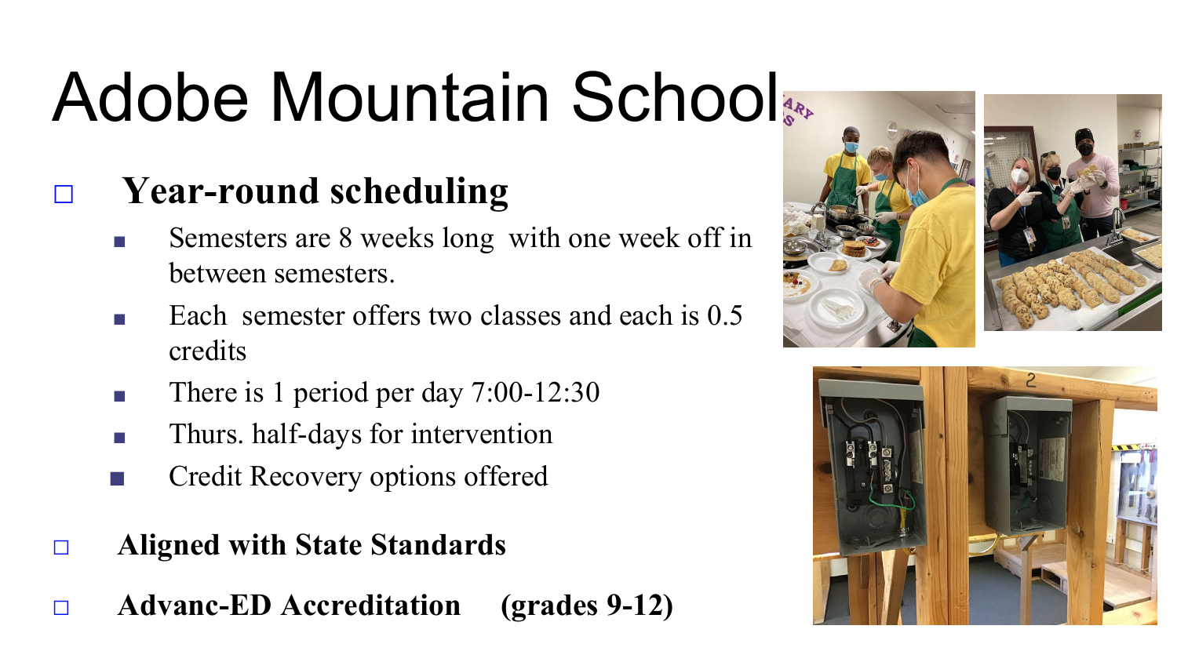# Adobe Mountain School

- **Year-round scheduling**
  - Semesters are 8 weeks long with one week off in between semesters.
  - Each semester offers two classes and each is 0.5 credits
  - There is 1 period per day 7:00-12:30
  - Thurs. half-days for intervention
  - Credit Recovery options offered
- **Aligned with State Standards**
- **Advanc-ED Accreditation (grades 9-12)**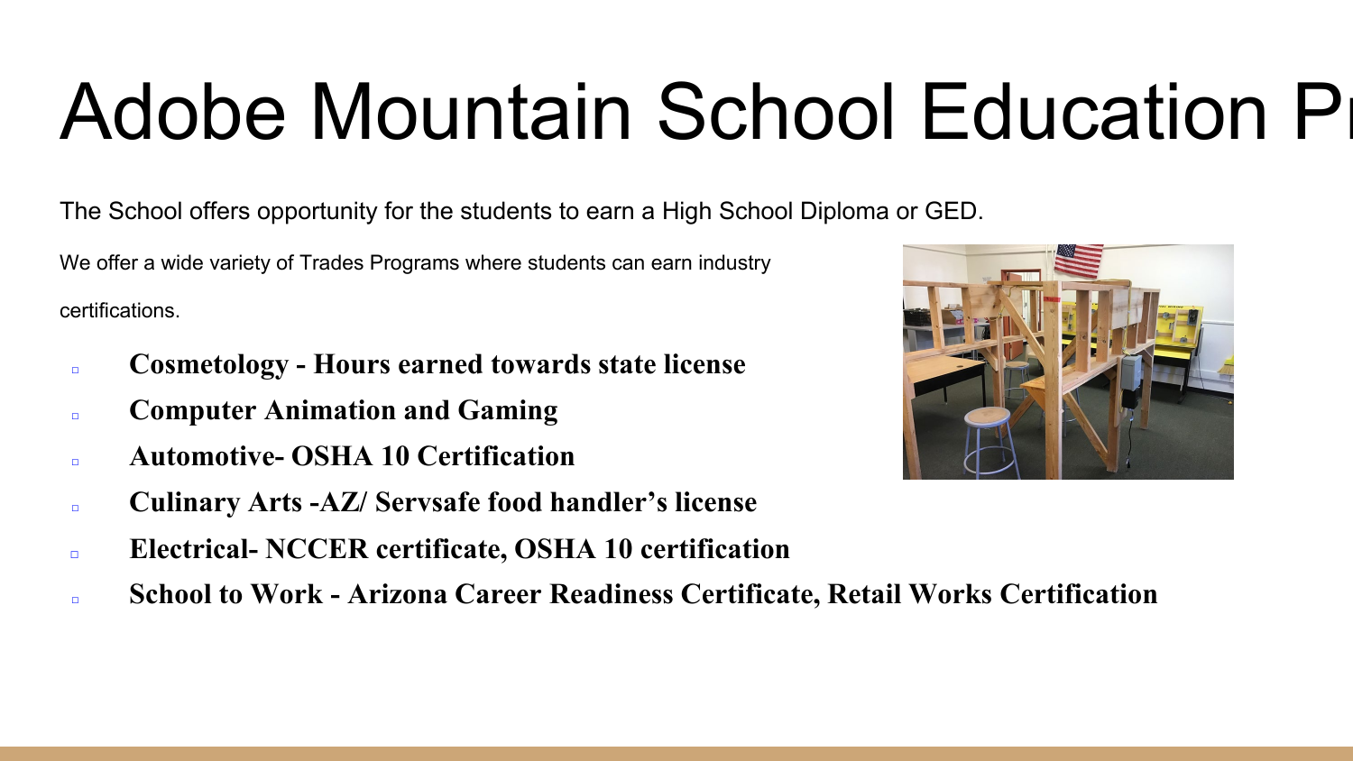# Adobe Mountain School Education Pr

The School offers opportunity for the students to earn a High School Diploma or GED.

We offer a wide variety of Trades Programs where students can earn industry certifications.

- **Cosmetology - Hours earned towards state license**
- **Computer Animation and Gaming**
- **Automotive- OSHA 10 Certification**
- **Culinary Arts -AZ/ Servsafe food handler's license**
- **Electrical- NCCER certificate, OSHA 10 certification**
- **School to Work - Arizona Career Readiness Certificate, Retail Works Certification**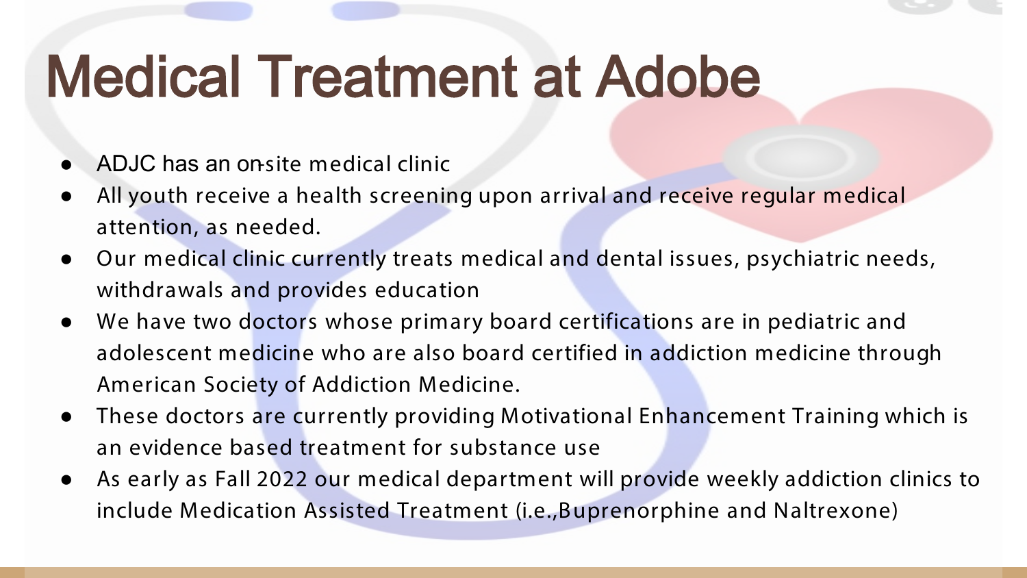# Medical Treatment at Adobe

- ADJC has an on-site medical clinic
- All youth receive a health screening upon arrival and receive regular medical attention, as needed.
- Our medical clinic currently treats medical and dental issues, psychiatric needs, withdrawals and provides education
- We have two doctors whose primary board certifications are in pediatric and adolescent medicine who are also board certified in addiction medicine through American Society of Addiction Medicine.
- These doctors are currently providing Motivational Enhancement Training which is an evidence based treatment for substance use
- As early as Fall 2022 our medical department will provide weekly addiction clinics to include Medication Assisted Treatment (i.e.,Buprenorphine and Naltrexone)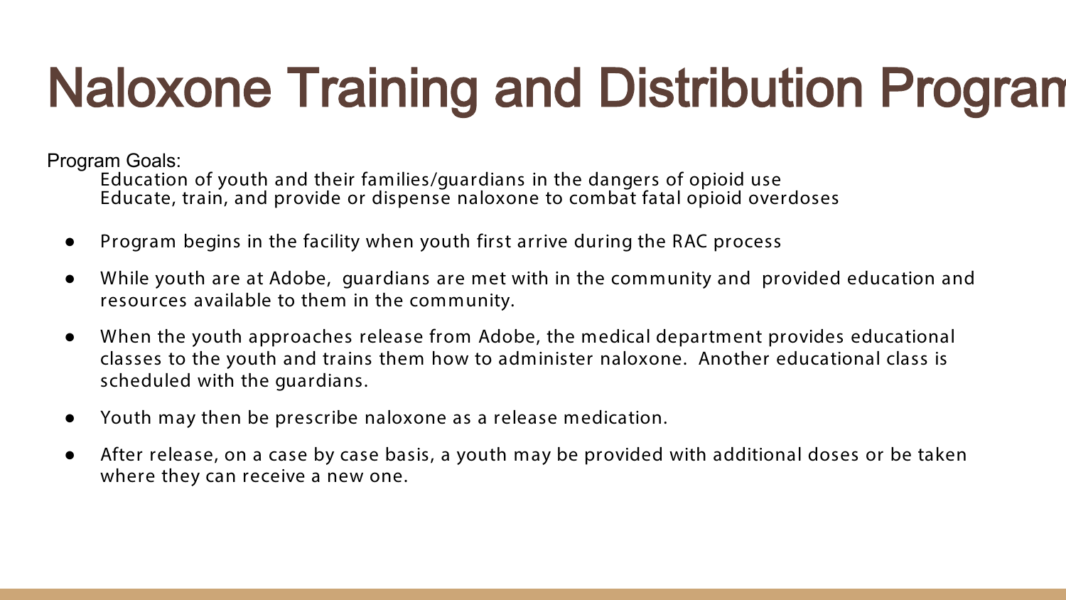# Naloxone Training and Distribution Program

Program Goals:

Education of youth and their families/guardians in the dangers of opioid use
Educate, train, and provide or dispense naloxone to combat fatal opioid overdoses

- Program begins in the facility when youth first arrive during the RAC process
- While youth are at Adobe, guardians are met with in the community and provided education and resources available to them in the community.
- When the youth approaches release from Adobe, the medical department provides educational classes to the youth and trains them how to administer naloxone. Another educational class is scheduled with the guardians.
- Youth may then be prescribe naloxone as a release medication.
- After release, on a case by case basis, a youth may be provided with additional doses or be taken where they can receive a new one.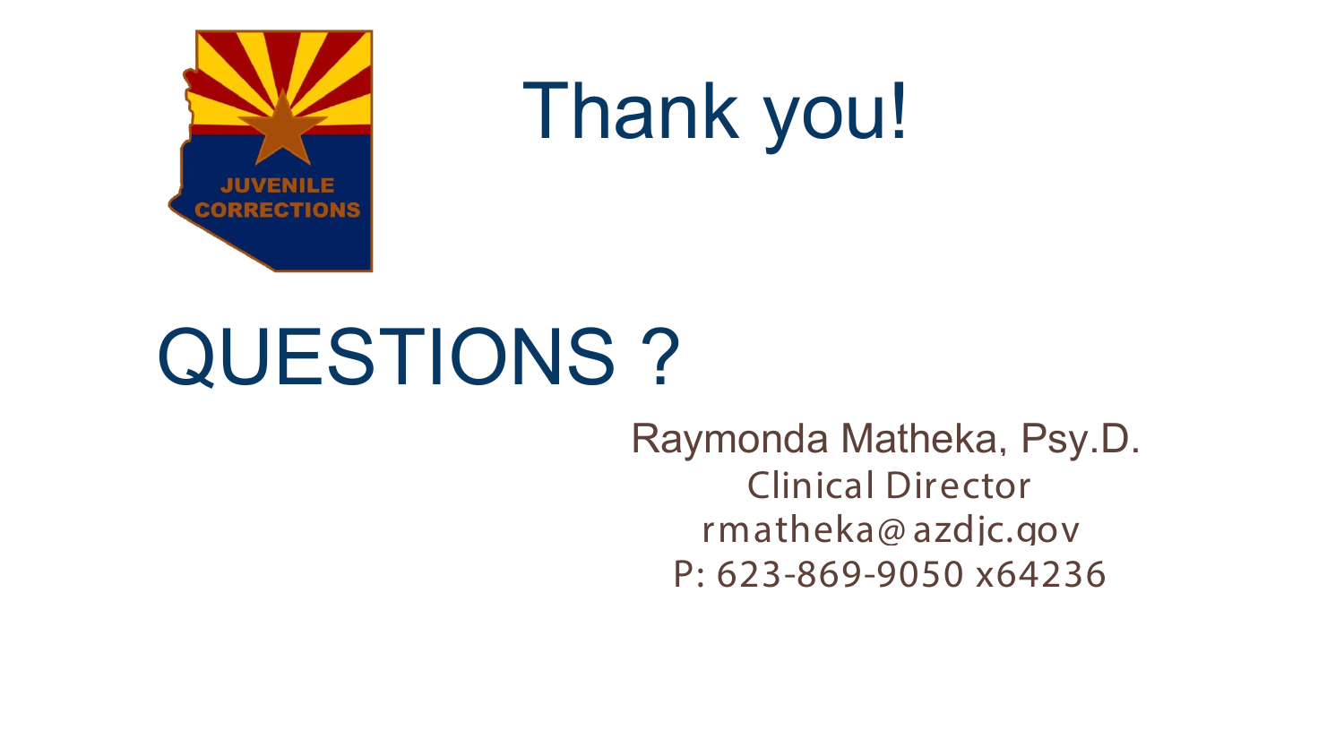# Thank you!

# QUESTIONS ?

Raymonda Matheka, Psy.D.
Clinical Director
rmatheka@azdjc.gov
P: 623-869-9050 x64236